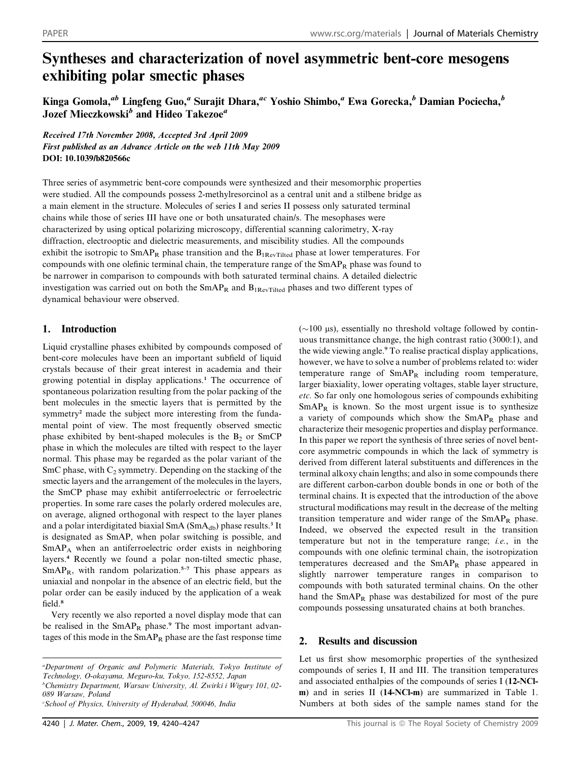# Syntheses and characterization of novel asymmetric bent-core mesogens exhibiting polar smectic phases

Kinga Gomola,[ab] Lingfeng Guo,[a] Surajit Dhara,[ac] Yoshio Shimbo,[a] Ewa Gorecka,[b] Damian Pociecha,[b] Jozef Mieczkowski[b] and Hideo Takezoe[a]

*Received 17th November 2008, Accepted 3rd April 2009*
*First published as an Advance Article on the web 11th May 2009*
**DOI: 10.1039/b820566c**

Three series of asymmetric bent-core compounds were synthesized and their mesomorphic properties were studied. All the compounds possess 2-methylresorcinol as a central unit and a stilbene bridge as a main element in the structure. Molecules of series I and series II possess only saturated terminal chains while those of series III have one or both unsaturated chain/s. The mesophases were characterized by using optical polarizing microscopy, differential scanning calorimetry, X-ray diffraction, electrooptic and dielectric measurements, and miscibility studies. All the compounds exhibit the isotropic to $SmAP_R$ phase transition and the $B_{1RevTilted}$ phase at lower temperatures. For compounds with one olefinic terminal chain, the temperature range of the $SmAP_R$ phase was found to be narrower in comparison to compounds with both saturated terminal chains. A detailed dielectric investigation was carried out on both the $SmAP_R$ and $B_{1RevTilted}$ phases and two different types of dynamical behaviour were observed.

## 1. Introduction

Liquid crystalline phases exhibited by compounds composed of bent-core molecules have been an important subfield of liquid crystals because of their great interest in academia and their growing potential in display applications.[1] The occurrence of spontaneous polarization resulting from the polar packing of the bent molecules in the smectic layers that is permitted by the symmetry[2] made the subject more interesting from the fundamental point of view. The most frequently observed smectic phase exhibited by bent-shaped molecules is the $B_2$ or SmCP phase in which the molecules are tilted with respect to the layer normal. This phase may be regarded as the polar variant of the SmC phase, with $C_2$ symmetry. Depending on the stacking of the smectic layers and the arrangement of the molecules in the layers, the SmCP phase may exhibit antiferroelectric or ferroelectric properties. In some rare cases the polarly ordered molecules are, on average, aligned orthogonal with respect to the layer planes and a polar interdigitated biaxial SmA ($SmA_{db}$) phase results.[3] It is designated as SmAP, when polar switching is possible, and $SmAP_A$ when an antiferroelectric order exists in neighboring layers.[4] Recently we found a polar non-tilted smectic phase, $SmAP_R$, with random polarization.[5–7] This phase appears as uniaxial and nonpolar in the absence of an electric field, but the polar order can be easily induced by the application of a weak field.[8]

Very recently we also reported a novel display mode that can be realised in the $SmAP_R$ phase.[9] The most important advantages of this mode in the $SmAP_R$ phase are the fast response time (~100 μs), essentially no threshold voltage followed by continuous transmittance change, the high contrast ratio (3000:1), and the wide viewing angle.[9] To realise practical display applications, however, we have to solve a number of problems related to: wider temperature range of $SmAP_R$ including room temperature, larger biaxiality, lower operating voltages, stable layer structure, *etc.* So far only one homologous series of compounds exhibiting $SmAP_R$ is known. So the most urgent issue is to synthesize a variety of compounds which show the $SmAP_R$ phase and characterize their mesogenic properties and display performance. In this paper we report the synthesis of three series of novel bent-core asymmetric compounds in which the lack of symmetry is derived from different lateral substituents and differences in the terminal alkoxy chain lengths; and also in some compounds there are different carbon-carbon double bonds in one or both of the terminal chains. It is expected that the introduction of the above structural modifications may result in the decrease of the melting transition temperature and wider range of the $SmAP_R$ phase. Indeed, we observed the expected result in the transition temperature but not in the temperature range; *i.e.*, in the compounds with one olefinic terminal chain, the isotropization temperatures decreased and the $SmAP_R$ phase appeared in slightly narrower temperature ranges in comparison to compounds with both saturated terminal chains. On the other hand the $SmAP_R$ phase was destabilized for most of the pure compounds possessing unsaturated chains at both branches.

## 2. Results and discussion

Let us first show mesomorphic properties of the synthesized compounds of series I, II and III. The transition temperatures and associated enthalpies of the compounds of series I (**12-NCl-m**) and in series II (**14-NCl-m**) are summarized in Table 1. Numbers at both sides of the sample names stand for the

---

[a] Department of Organic and Polymeric Materials, Tokyo Institute of Technology, O-okayama, Meguro-ku, Tokyo, 152-8552, Japan
[b] Chemistry Department, Warsaw University, Al. Zwirki i Wigury 101, 02-089 Warsaw, Poland
[c] School of Physics, University of Hyderabad, 500046, India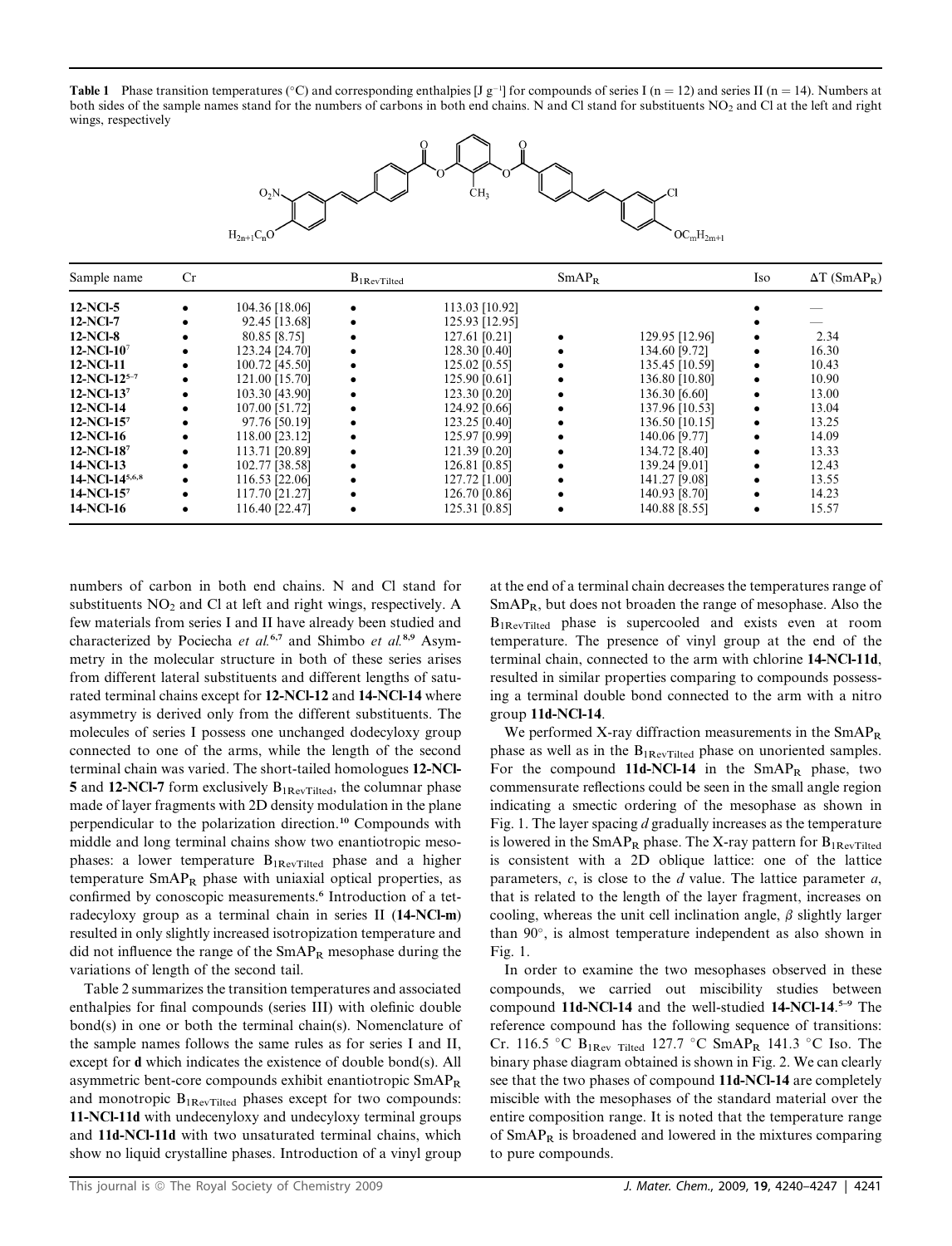**Table 1** Phase transition temperatures (°C) and corresponding enthalpies [J g⁻¹] for compounds of series I (n = 12) and series II (n = 14). Numbers at both sides of the sample names stand for the numbers of carbons in both end chains. N and Cl stand for substituents $NO_2$ and Cl at the left and right wings, respectively

| Sample name | Cr | | $B_{1RevTilted}$ | | $SmAP_R$ | | Iso | $\Delta T$ ($SmAP_R$) |
|---|---|---|---|---|---|---|---|---|
| **12-NCl-5** | • | 104.36 [18.06] | • | 113.03 [10.92] | | | • | — |
| **12-NCl-7** | • | 92.45 [13.68] | • | 125.93 [12.95] | | | • | — |
| **12-NCl-8** | • | 80.85 [8.75] | • | 127.61 [0.21] | • | 129.95 [12.96] | • | 2.34 |
| **12-NCl-10**[7] | • | 123.24 [24.70] | • | 128.30 [0.40] | • | 134.60 [9.72] | • | 16.30 |
| **12-NCl-11** | • | 100.72 [45.50] | • | 125.02 [0.55] | • | 135.45 [10.59] | • | 10.43 |
| **12-NCl-12**[5–7] | • | 121.00 [15.70] | • | 125.90 [0.61] | • | 136.80 [10.80] | • | 10.90 |
| **12-NCl-13**[7] | • | 103.30 [43.90] | • | 123.30 [0.20] | • | 136.30 [6.60] | • | 13.00 |
| **12-NCl-14** | • | 107.00 [51.72] | • | 124.92 [0.66] | • | 137.96 [10.53] | • | 13.04 |
| **12-NCl-15**[7] | • | 97.76 [50.19] | • | 123.25 [0.40] | • | 136.50 [10.15] | • | 13.25 |
| **12-NCl-16** | • | 118.00 [23.12] | • | 125.97 [0.99] | • | 140.06 [9.77] | • | 14.09 |
| **12-NCl-18**[7] | • | 113.71 [20.89] | • | 121.39 [0.20] | • | 134.72 [8.40] | • | 13.33 |
| **14-NCl-13** | • | 102.77 [38.58] | • | 126.81 [0.85] | • | 139.24 [9.01] | • | 12.43 |
| **14-NCl-14**[5,6,8] | • | 116.53 [22.06] | • | 127.72 [1.00] | • | 141.27 [9.08] | • | 13.55 |
| **14-NCl-15**[7] | • | 117.70 [21.27] | • | 126.70 [0.86] | • | 140.93 [8.70] | • | 14.23 |
| **14-NCl-16** | • | 116.40 [22.47] | • | 125.31 [0.85] | • | 140.88 [8.55] | • | 15.57 |

numbers of carbon in both end chains. N and Cl stand for substituents $NO_2$ and Cl at left and right wings, respectively. A few materials from series I and II have already been studied and characterized by Pociecha *et al.*[6,7] and Shimbo *et al.*[8,9] Asymmetry in the molecular structure in both of these series arises from different lateral substituents and different lengths of saturated terminal chains except for **12-NCl-12** and **14-NCl-14** where asymmetry is derived only from the different substituents. The molecules of series I possess one unchanged dodecyloxy group connected to one of the arms, while the length of the second terminal chain was varied. The short-tailed homologues **12-NCl-5** and **12-NCl-7** form exclusively $B_{1RevTilted}$, the columnar phase made of layer fragments with 2D density modulation in the plane perpendicular to the polarization direction.[10] Compounds with middle and long terminal chains show two enantiotropic mesophases: a lower temperature $B_{1RevTilted}$ phase and a higher temperature $SmAP_R$ phase with uniaxial optical properties, as confirmed by conoscopic measurements.[6] Introduction of a tetradecyloxy group as a terminal chain in series II (**14-NCl-m**) resulted in only slightly increased isotropization temperature and did not influence the range of the $SmAP_R$ mesophase during the variations of length of the second tail.

Table 2 summarizes the transition temperatures and associated enthalpies for final compounds (series III) with olefinic double bond(s) in one or both the terminal chain(s). Nomenclature of the sample names follows the same rules as for series I and II, except for **d** which indicates the existence of double bond(s). All asymmetric bent-core compounds exhibit enantiotropic $SmAP_R$ and monotropic $B_{1RevTilted}$ phases except for two compounds: **11-NCl-11d** with undecenyloxy and undecyloxy terminal groups and **11d-NCl-11d** with two unsaturated terminal chains, which show no liquid crystalline phases. Introduction of a vinyl group at the end of a terminal chain decreases the temperatures range of $SmAP_R$, but does not broaden the range of mesophase. Also the $B_{1RevTilted}$ phase is supercooled and exists even at room temperature. The presence of vinyl group at the end of the terminal chain, connected to the arm with chlorine **14-NCl-11d**, resulted in similar properties comparing to compounds possessing a terminal double bond connected to the arm with a nitro group **11d-NCl-14**.

We performed X-ray diffraction measurements in the $SmAP_R$ phase as well as in the $B_{1RevTilted}$ phase on unoriented samples. For the compound **11d-NCl-14** in the $SmAP_R$ phase, two commensurate reflections could be seen in the small angle region indicating a smectic ordering of the mesophase as shown in Fig. 1. The layer spacing $d$ gradually increases as the temperature is lowered in the $SmAP_R$ phase. The X-ray pattern for $B_{1RevTilted}$ is consistent with a 2D oblique lattice: one of the lattice parameters, $c$, is close to the $d$ value. The lattice parameter $a$, that is related to the length of the layer fragment, increases on cooling, whereas the unit cell inclination angle, $\beta$ slightly larger than 90°, is almost temperature independent as also shown in Fig. 1.

In order to examine the two mesophases observed in these compounds, we carried out miscibility studies between compound **11d-NCl-14** and the well-studied **14-NCl-14**.[5–9] The reference compound has the following sequence of transitions: Cr. 116.5 °C $B_{1Rev\ Tilted}$ 127.7 °C $SmAP_R$ 141.3 °C Iso. The binary phase diagram obtained is shown in Fig. 2. We can clearly see that the two phases of compound **11d-NCl-14** are completely miscible with the mesophases of the standard material over the entire composition range. It is noted that the temperature range of $SmAP_R$ is broadened and lowered in the mixtures comparing to pure compounds.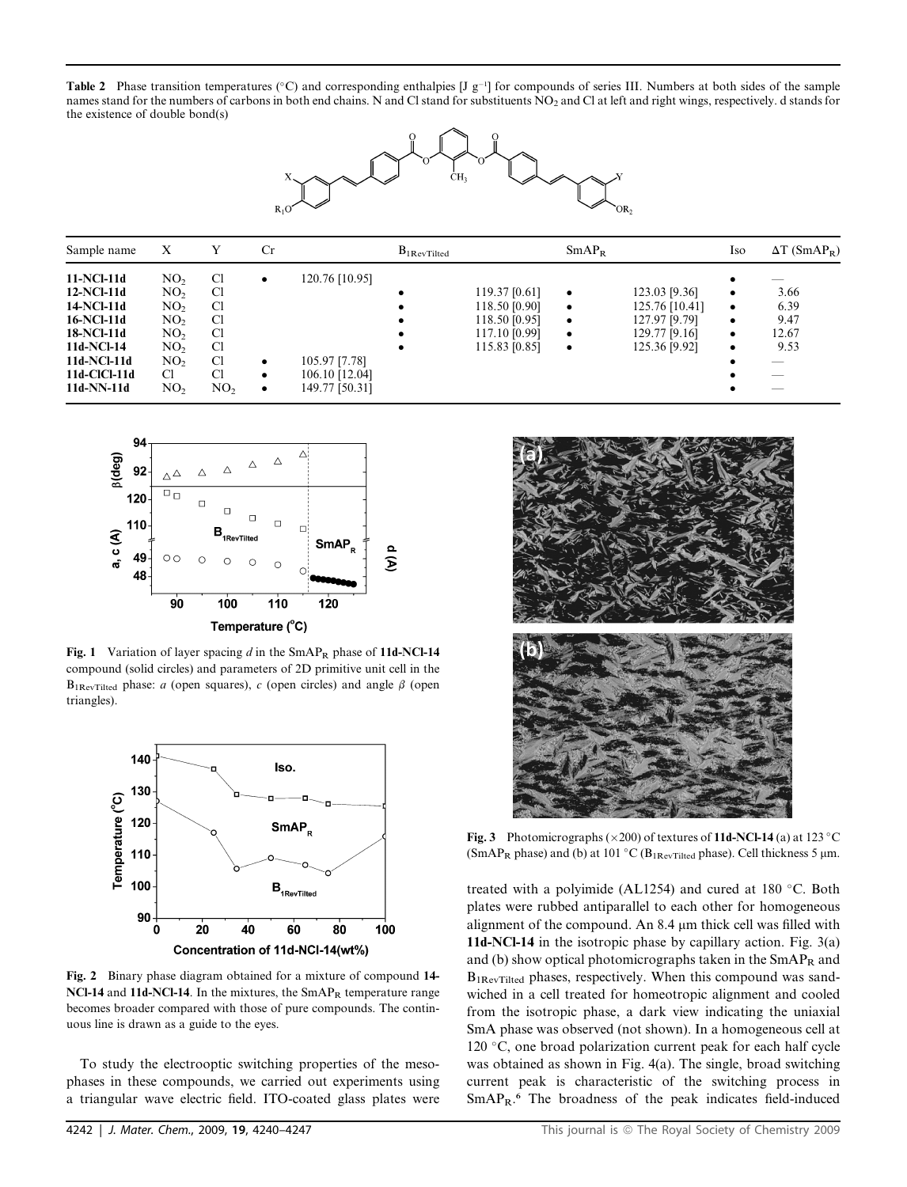**Table 2** Phase transition temperatures (°C) and corresponding enthalpies [J g$^{-1}$] for compounds of series III. Numbers at both sides of the sample names stand for the numbers of carbons in both end chains. N and Cl stand for substituents $NO_2$ and Cl at left and right wings, respectively. d stands for the existence of double bond(s)

| Sample name | X | Y | Cr | | $B_{1RevTilted}$ | | $SmAP_R$ | | Iso | $\Delta T$ ($SmAP_R$) |
|---|---|---|---|---|---|---|---|---|---|---|
| **11-NCl-11d** | $NO_2$ | Cl | • | 120.76 [10.95] | | | | | • | — |
| **12-NCl-11d** | $NO_2$ | Cl | | | • | 119.37 [0.61] | • | 123.03 [9.36] | • | 3.66 |
| **14-NCl-11d** | $NO_2$ | Cl | | | • | 118.50 [0.90] | • | 125.76 [10.41] | • | 6.39 |
| **16-NCl-11d** | $NO_2$ | Cl | | | • | 118.50 [0.95] | • | 127.97 [9.79] | • | 9.47 |
| **18-NCl-11d** | $NO_2$ | Cl | | | • | 117.10 [0.99] | • | 129.77 [9.16] | • | 12.67 |
| **11d-NCl-14** | $NO_2$ | Cl | | | • | 115.83 [0.85] | • | 125.36 [9.92] | • | 9.53 |
| **11d-NCl-11d** | $NO_2$ | Cl | • | 105.97 [7.78] | | | | | • | — |
| **11d-ClCl-11d** | Cl | Cl | • | 106.10 [12.04] | | | | | • | — |
| **11d-NN-11d** | $NO_2$ | $NO_2$ | • | 149.77 [50.31] | | | | | • | — |

**Fig. 1** Variation of layer spacing $d$ in the $SmAP_R$ phase of **11d-NCl-14** compound (solid circles) and parameters of 2D primitive unit cell in the $B_{1RevTilted}$ phase: $a$ (open squares), $c$ (open circles) and angle $\beta$ (open triangles).

**Fig. 2** Binary phase diagram obtained for a mixture of compound **14-NCl-14** and **11d-NCl-14**. In the mixtures, the $SmAP_R$ temperature range becomes broader compared with those of pure compounds. The continuous line is drawn as a guide to the eyes.

**Fig. 3** Photomicrographs (×200) of textures of **11d-NCl-14** (a) at 123 °C ($SmAP_R$ phase) and (b) at 101 °C ($B_{1RevTilted}$ phase). Cell thickness 5 μm.

To study the electrooptic switching properties of the mesophases in these compounds, we carried out experiments using a triangular wave electric field. ITO-coated glass plates were treated with a polyimide (AL1254) and cured at 180 °C. Both plates were rubbed antiparallel to each other for homogeneous alignment of the compound. An 8.4 μm thick cell was filled with **11d-NCl-14** in the isotropic phase by capillary action. Fig. 3(a) and (b) show optical photomicrographs taken in the $SmAP_R$ and $B_{1RevTilted}$ phases, respectively. When this compound was sandwiched in a cell treated for homeotropic alignment and cooled from the isotropic phase, a dark view indicating the uniaxial SmA phase was observed (not shown). In a homogeneous cell at 120 °C, one broad polarization current peak for each half cycle was obtained as shown in Fig. 4(a). The single, broad switching current peak is characteristic of the switching process in $SmAP_R$.[6] The broadness of the peak indicates field-induced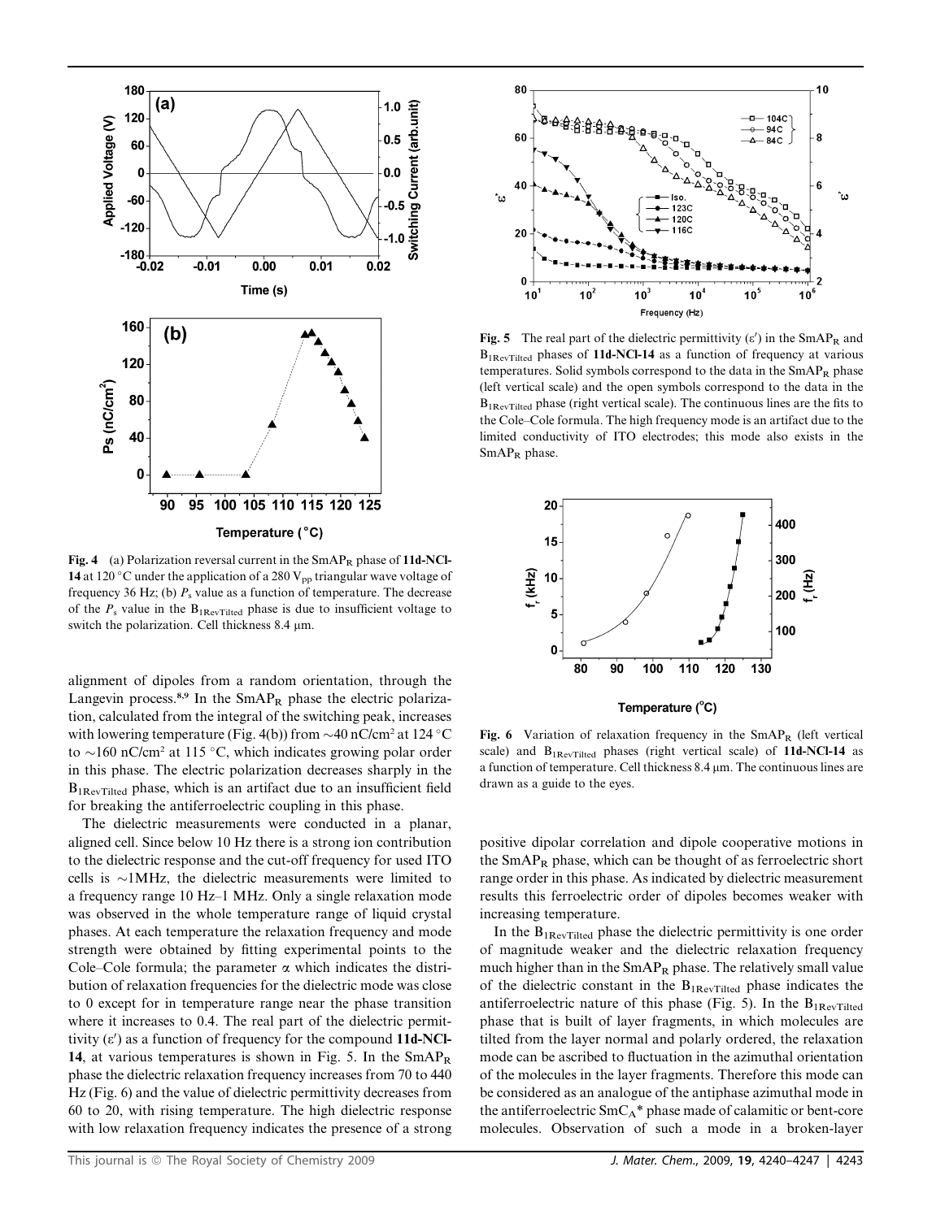Fig. 4 (a) Polarization reversal current in the $SmAP_R$ phase of **11d-NCl-14** at 120 °C under the application of a 280 $V_{pp}$ triangular wave voltage of frequency 36 Hz; (b) $P_s$ value as a function of temperature. The decrease of the $P_s$ value in the $B_{1RevTilted}$ phase is due to insufficient voltage to switch the polarization. Cell thickness 8.4 μm.

Fig. 5 The real part of the dielectric permittivity (ε′) in the $SmAP_R$ and $B_{1RevTilted}$ phases of **11d-NCl-14** as a function of frequency at various temperatures. Solid symbols correspond to the data in the $SmAP_R$ phase (left vertical scale) and the open symbols correspond to the data in the $B_{1RevTilted}$ phase (right vertical scale). The continuous lines are the fits to the Cole–Cole formula. The high frequency mode is an artifact due to the limited conductivity of ITO electrodes; this mode also exists in the $SmAP_R$ phase.

Fig. 6 Variation of relaxation frequency in the $SmAP_R$ (left vertical scale) and $B_{1RevTilted}$ phases (right vertical scale) of **11d-NCl-14** as a function of temperature. Cell thickness 8.4 μm. The continuous lines are drawn as a guide to the eyes.

alignment of dipoles from a random orientation, through the Langevin process.[8,9] In the $SmAP_R$ phase the electric polarization, calculated from the integral of the switching peak, increases with lowering temperature (Fig. 4(b)) from ~40 nC/cm² at 124 °C to ~160 nC/cm² at 115 °C, which indicates growing polar order in this phase. The electric polarization decreases sharply in the $B_{1RevTilted}$ phase, which is an artifact due to an insufficient field for breaking the antiferroelectric coupling in this phase.

The dielectric measurements were conducted in a planar, aligned cell. Since below 10 Hz there is a strong ion contribution to the dielectric response and the cut-off frequency for used ITO cells is ~1MHz, the dielectric measurements were limited to a frequency range 10 Hz–1 MHz. Only a single relaxation mode was observed in the whole temperature range of liquid crystal phases. At each temperature the relaxation frequency and mode strength were obtained by fitting experimental points to the Cole–Cole formula; the parameter α which indicates the distribution of relaxation frequencies for the dielectric mode was close to 0 except for in temperature range near the phase transition where it increases to 0.4. The real part of the dielectric permittivity (ε′) as a function of frequency for the compound **11d-NCl-14**, at various temperatures is shown in Fig. 5. In the $SmAP_R$ phase the dielectric relaxation frequency increases from 70 to 440 Hz (Fig. 6) and the value of dielectric permittivity decreases from 60 to 20, with rising temperature. The high dielectric response with low relaxation frequency indicates the presence of a strong positive dipolar correlation and dipole cooperative motions in the $SmAP_R$ phase, which can be thought of as ferroelectric short range order in this phase. As indicated by dielectric measurement results this ferroelectric order of dipoles becomes weaker with increasing temperature.

In the $B_{1RevTilted}$ phase the dielectric permittivity is one order of magnitude weaker and the dielectric relaxation frequency much higher than in the $SmAP_R$ phase. The relatively small value of the dielectric constant in the $B_{1RevTilted}$ phase indicates the antiferroelectric nature of this phase (Fig. 5). In the $B_{1RevTilted}$ phase that is built of layer fragments, in which molecules are tilted from the layer normal and polarly ordered, the relaxation mode can be ascribed to fluctuation in the azimuthal orientation of the molecules in the layer fragments. Therefore this mode can be considered as an analogue of the antiphase azimuthal mode in the antiferroelectric $SmC_A$* phase made of calamitic or bent-core molecules. Observation of such a mode in a broken-layer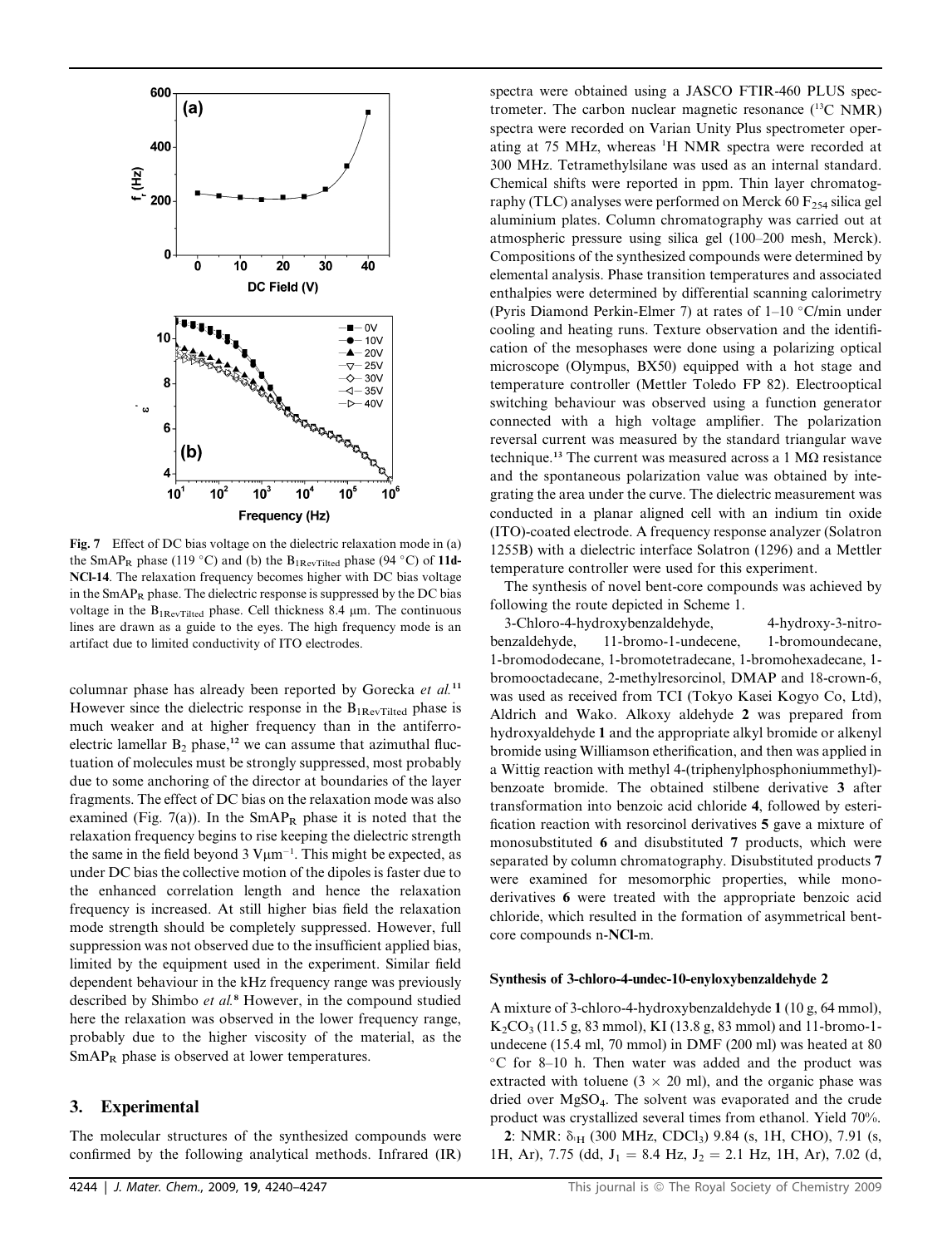Fig. 7 Effect of DC bias voltage on the dielectric relaxation mode in (a) the $SmAP_R$ phase (119 °C) and (b) the $B_{1RevTilted}$ phase (94 °C) of **11d-NCl-14**. The relaxation frequency becomes higher with DC bias voltage in the $SmAP_R$ phase. The dielectric response is suppressed by the DC bias voltage in the $B_{1RevTilted}$ phase. Cell thickness 8.4 μm. The continuous lines are drawn as a guide to the eyes. The high frequency mode is an artifact due to limited conductivity of ITO electrodes.

columnar phase has already been reported by Gorecka *et al.*[11] However since the dielectric response in the $B_{1RevTilted}$ phase is much weaker and at higher frequency than in the antiferroelectric lamellar $B_2$ phase,[12] we can assume that azimuthal fluctuation of molecules must be strongly suppressed, most probably due to some anchoring of the director at boundaries of the layer fragments. The effect of DC bias on the relaxation mode was also examined (Fig. 7(a)). In the $SmAP_R$ phase it is noted that the relaxation frequency begins to rise keeping the dielectric strength the same in the field beyond 3 $V\mu m^{-1}$. This might be expected, as under DC bias the collective motion of the dipoles is faster due to the enhanced correlation length and hence the relaxation frequency is increased. At still higher bias field the relaxation mode strength should be completely suppressed. However, full suppression was not observed due to the insufficient applied bias, limited by the equipment used in the experiment. Similar field dependent behaviour in the kHz frequency range was previously described by Shimbo *et al.*[8] However, in the compound studied here the relaxation was observed in the lower frequency range, probably due to the higher viscosity of the material, as the $SmAP_R$ phase is observed at lower temperatures.

## 3. Experimental

The molecular structures of the synthesized compounds were confirmed by the following analytical methods. Infrared (IR) spectra were obtained using a JASCO FTIR-460 PLUS spectrometer. The carbon nuclear magnetic resonance ($^{13}C$ NMR) spectra were recorded on Varian Unity Plus spectrometer operating at 75 MHz, whereas $^{1}H$ NMR spectra were recorded at 300 MHz. Tetramethylsilane was used as an internal standard. Chemical shifts were reported in ppm. Thin layer chromatography (TLC) analyses were performed on Merck 60 $F_{254}$ silica gel aluminium plates. Column chromatography was carried out at atmospheric pressure using silica gel (100–200 mesh, Merck). Compositions of the synthesized compounds were determined by elemental analysis. Phase transition temperatures and associated enthalpies were determined by differential scanning calorimetry (Pyris Diamond Perkin-Elmer 7) at rates of 1–10 °C/min under cooling and heating runs. Texture observation and the identification of the mesophases were done using a polarizing optical microscope (Olympus, BX50) equipped with a hot stage and temperature controller (Mettler Toledo FP 82). Electrooptical switching behaviour was observed using a function generator connected with a high voltage amplifier. The polarization reversal current was measured by the standard triangular wave technique.[13] The current was measured across a 1 MΩ resistance and the spontaneous polarization value was obtained by integrating the area under the curve. The dielectric measurement was conducted in a planar aligned cell with an indium tin oxide (ITO)-coated electrode. A frequency response analyzer (Solatron 1255B) with a dielectric interface Solatron (1296) and a Mettler temperature controller were used for this experiment.

The synthesis of novel bent-core compounds was achieved by following the route depicted in Scheme 1.

3-Chloro-4-hydroxybenzaldehyde, 4-hydroxy-3-nitrobenzaldehyde, 11-bromo-1-undecene, 1-bromoundecane, 1-bromododecane, 1-bromotetradecane, 1-bromohexadecane, 1-bromooctadecane, 2-methylresorcinol, DMAP and 18-crown-6, was used as received from TCI (Tokyo Kasei Kogyo Co, Ltd), Aldrich and Wako. Alkoxy aldehyde **2** was prepared from hydroxyaldehyde **1** and the appropriate alkyl bromide or alkenyl bromide using Williamson etherification, and then was applied in a Wittig reaction with methyl 4-(triphenylphosphoniummethyl)-benzoate bromide. The obtained stilbene derivative **3** after transformation into benzoic acid chloride **4**, followed by esterification reaction with resorcinol derivatives **5** gave a mixture of monosubstituted **6** and disubstituted **7** products, which were separated by column chromatography. Disubstituted products **7** were examined for mesomorphic properties, while monoderivatives **6** were treated with the appropriate benzoic acid chloride, which resulted in the formation of asymmetrical bent-core compounds n-**NCl**-m.

### Synthesis of 3-chloro-4-undec-10-enyloxybenzaldehyde 2

A mixture of 3-chloro-4-hydroxybenzaldehyde **1** (10 g, 64 mmol), $K_2CO_3$ (11.5 g, 83 mmol), KI (13.8 g, 83 mmol) and 11-bromo-1-undecene (15.4 ml, 70 mmol) in DMF (200 ml) was heated at 80 °C for 8–10 h. Then water was added and the product was extracted with toluene (3 × 20 ml), and the organic phase was dried over $MgSO_4$. The solvent was evaporated and the crude product was crystallized several times from ethanol. Yield 70%.

**2**: NMR: $\delta_H$ (300 MHz, $CDCl_3$) 9.84 (s, 1H, CHO), 7.91 (s, 1H, Ar), 7.75 (dd, $J_1$ = 8.4 Hz, $J_2$ = 2.1 Hz, 1H, Ar), 7.02 (d,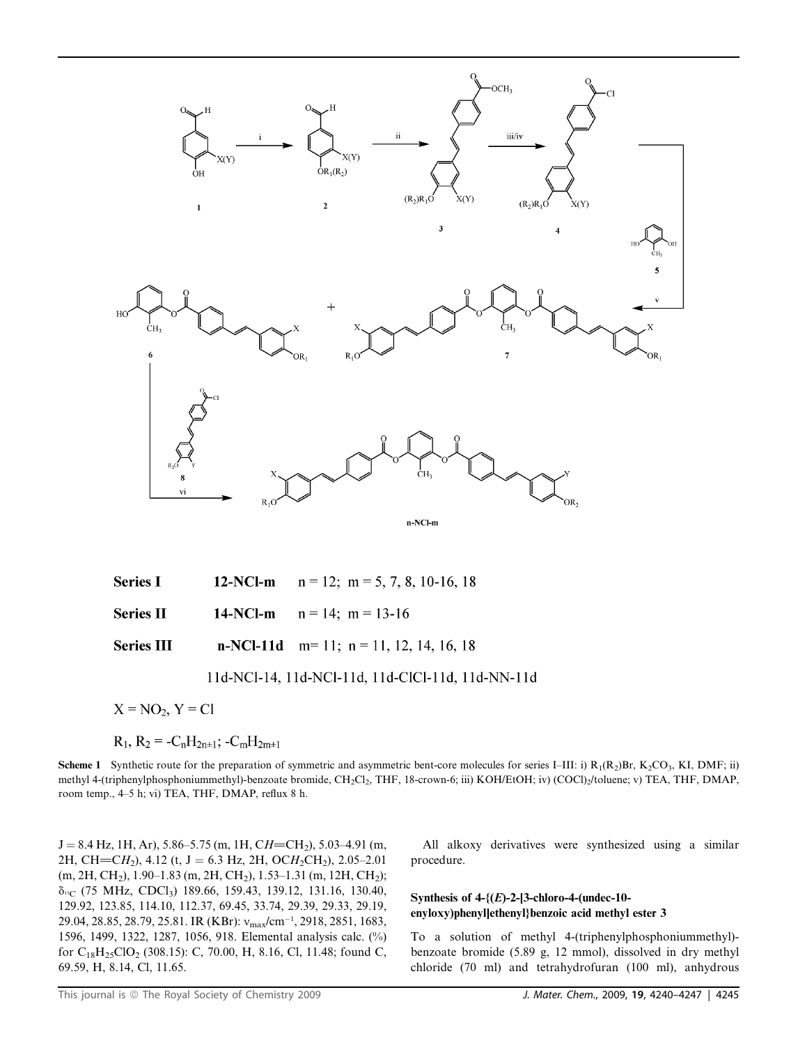Series I 12-NCl-m n = 12; m = 5, 7, 8, 10-16, 18

Series II 14-NCl-m n = 14; m = 13-16

Series III n-NCl-11d m= 11; n = 11, 12, 14, 16, 18

11d-NCl-14, 11d-NCl-11d, 11d-ClCl-11d, 11d-NN-11d

X = $NO_2$, Y = Cl

$R_1$, $R_2$ = $-C_nH_{2n\pm1}$; $-C_mH_{2m\pm1}$

**Scheme 1** Synthetic route for the preparation of symmetric and asymmetric bent-core molecules for series I–III: i) $R_1(R_2)$Br, $K_2CO_3$, KI, DMF; ii) methyl 4-(triphenylphosphoniummethyl)-benzoate bromide, $CH_2Cl_2$, THF, 18-crown-6; iii) KOH/EtOH; iv) $(COCl)_2$/toluene; v) TEA, THF, DMAP, room temp., 4–5 h; vi) TEA, THF, DMAP, reflux 8 h.

J = 8.4 Hz, 1H, Ar), 5.86–5.75 (m, 1H, C*H*=$CH_2$), 5.03–4.91 (m, 2H, CH=C$H_2$), 4.12 (t, J = 6.3 Hz, 2H, OC$H_2$$CH_2$), 2.05–2.01 (m, 2H, $CH_2$), 1.90–1.83 (m, 2H, $CH_2$), 1.53–1.31 (m, 12H, $CH_2$); $\delta_{^{13}C}$ (75 MHz, $CDCl_3$) 189.66, 159.43, 139.12, 131.16, 130.40, 129.92, 123.85, 114.10, 112.37, 69.45, 33.74, 29.39, 29.33, 29.19, 29.04, 28.85, 28.79, 25.81. IR (KBr): $\nu_{max}$/cm$^{-1}$, 2918, 2851, 1683, 1596, 1499, 1322, 1287, 1056, 918. Elemental analysis calc. (%) for $C_{18}H_{25}ClO_2$ (308.15): C, 70.00, H, 8.16, Cl, 11.48; found C, 69.59, H, 8.14, Cl, 11.65.

All alkoxy derivatives were synthesized using a similar procedure.

### Synthesis of 4-{(*E*)-2-[3-chloro-4-(undec-10-enyloxy)phenyl]ethenyl}benzoic acid methyl ester 3

To a solution of methyl 4-(triphenylphosphoniummethyl)-benzoate bromide (5.89 g, 12 mmol), dissolved in dry methyl chloride (70 ml) and tetrahydrofuran (100 ml), anhydrous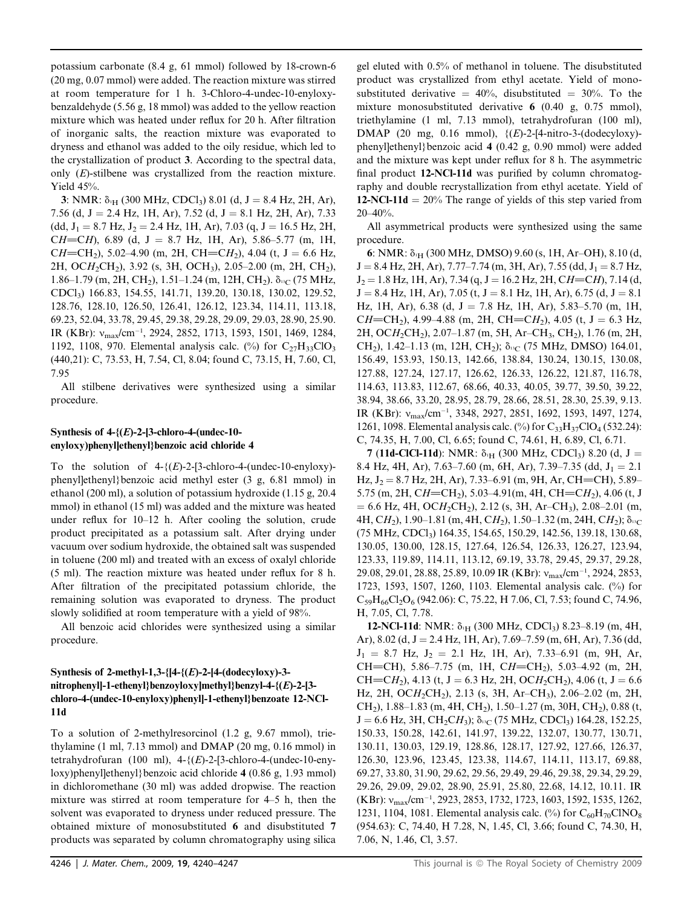potassium carbonate (8.4 g, 61 mmol) followed by 18-crown-6 (20 mg, 0.07 mmol) were added. The reaction mixture was stirred at room temperature for 1 h. 3-Chloro-4-undec-10-enyloxybenzaldehyde (5.56 g, 18 mmol) was added to the yellow reaction mixture which was heated under reflux for 20 h. After filtration of inorganic salts, the reaction mixture was evaporated to dryness and ethanol was added to the oily residue, which led to the crystallization of product **3**. According to the spectral data, only (*E*)-stilbene was crystallized from the reaction mixture. Yield 45%.

**3**: NMR: $\delta_{^1H}$ (300 MHz, $CDCl_3$) 8.01 (d, J = 8.4 Hz, 2H, Ar), 7.56 (d, J = 2.4 Hz, 1H, Ar), 7.52 (d, J = 8.1 Hz, 2H, Ar), 7.33 (dd, $J_1$ = 8.7 Hz, $J_2$ = 2.4 Hz, 1H, Ar), 7.03 (q, J = 16.5 Hz, 2H, C*H*=C*H*), 6.89 (d, J = 8.7 Hz, 1H, Ar), 5.86–5.77 (m, 1H, C*H*=$CH_2$), 5.02–4.90 (m, 2H, CH=C$H_2$), 4.04 (t, J = 6.6 Hz, 2H, OC$H_2$$CH_2$), 3.92 (s, 3H, $OCH_3$), 2.05–2.00 (m, 2H, $CH_2$), 1.86–1.79 (m, 2H, $CH_2$), 1.51–1.24 (m, 12H, $CH_2$). $\delta_{^{13}C}$ (75 MHz, $CDCl_3$) 166.83, 154.55, 141.71, 139.20, 130.18, 130.02, 129.52, 128.76, 128.10, 126.50, 126.41, 126.12, 123.34, 114.11, 113.18, 69.23, 52.04, 33.78, 29.45, 29.38, 29.28, 29.09, 29.03, 28.90, 25.90. IR (KBr): $\nu_{max}$/cm$^{-1}$, 2924, 2852, 1713, 1593, 1501, 1469, 1284, 1192, 1108, 970. Elemental analysis calc. (%) for $C_{27}H_{33}ClO_3$ (440,21): C, 73.53, H, 7.54, Cl, 8.04; found C, 73.15, H, 7.60, Cl, 7.95

All stilbene derivatives were synthesized using a similar procedure.

### Synthesis of 4-{(*E*)-2-[3-chloro-4-(undec-10-enyloxy)phenyl]ethenyl}benzoic acid chloride 4

To the solution of 4-{(*E*)-2-[3-chloro-4-(undec-10-enyloxy)-phenyl]ethenyl}benzoic acid methyl ester (3 g, 6.81 mmol) in ethanol (200 ml), a solution of potassium hydroxide (1.15 g, 20.4 mmol) in ethanol (15 ml) was added and the mixture was heated under reflux for 10–12 h. After cooling the solution, crude product precipitated as a potassium salt. After drying under vacuum over sodium hydroxide, the obtained salt was suspended in toluene (200 ml) and treated with an excess of oxalyl chloride (5 ml). The reaction mixture was heated under reflux for 8 h. After filtration of the precipitated potassium chloride, the remaining solution was evaporated to dryness. The product slowly solidified at room temperature with a yield of 98%.

All benzoic acid chlorides were synthesized using a similar procedure.

### Synthesis of 2-methyl-1,3-{[4-{(*E*)-2-[4-(dodecyloxy)-3-nitrophenyl]-1-ethenyl}benzoyloxy]methyl}benzyl-4-{(*E*)-2-[3-chloro-4-(undec-10-enyloxy)phenyl]-1-ethenyl}benzoate 12-NCl-11d

To a solution of 2-methylresorcinol (1.2 g, 9.67 mmol), triethylamine (1 ml, 7.13 mmol) and DMAP (20 mg, 0.16 mmol) in tetrahydrofuran (100 ml), 4-{(*E*)-2-[3-chloro-4-(undec-10-enyloxy)phenyl]ethenyl}benzoic acid chloride **4** (0.86 g, 1.93 mmol) in dichloromethane (30 ml) was added dropwise. The reaction mixture was stirred at room temperature for 4–5 h, then the solvent was evaporated to dryness under reduced pressure. The obtained mixture of monosubstituted **6** and disubstituted **7** products was separated by column chromatography using silica gel eluted with 0.5% of methanol in toluene. The disubstituted product was crystallized from ethyl acetate. Yield of monosubstituted derivative = 40%, disubstituted = 30%. To the mixture monosubstituted derivative **6** (0.40 g, 0.75 mmol), triethylamine (1 ml, 7.13 mmol), tetrahydrofuran (100 ml), DMAP (20 mg, 0.16 mmol), {(*E*)-2-[4-nitro-3-(dodecyloxy)-phenyl]ethenyl}benzoic acid **4** (0.42 g, 0.90 mmol) were added and the mixture was kept under reflux for 8 h. The asymmetric final product **12-NCl-11d** was purified by column chromatography and double recrystallization from ethyl acetate. Yield of **12-NCl-11d** = 20% The range of yields of this step varied from 20–40%.

All asymmetrical products were synthesized using the same procedure.

**6**: NMR: $\delta_{^1H}$ (300 MHz, DMSO) 9.60 (s, 1H, Ar–OH), 8.10 (d, J = 8.4 Hz, 2H, Ar), 7.77–7.74 (m, 3H, Ar), 7.55 (dd, $J_1$ = 8.7 Hz, $J_2$ = 1.8 Hz, 1H, Ar), 7.34 (q, J = 16.2 Hz, 2H, C*H*=C*H*), 7.14 (d, J = 8.4 Hz, 1H, Ar), 7.05 (t, J = 8.1 Hz, 1H, Ar), 6.75 (d, J = 8.1 Hz, 1H, Ar), 6.38 (d, J = 7.8 Hz, 1H, Ar), 5.83–5.70 (m, 1H, C*H*=$CH_2$), 4.99–4.88 (m, 2H, CH=C$H_2$), 4.05 (t, J = 6.3 Hz, 2H, OC$H_2$$CH_2$), 2.07–1.87 (m, 5H, Ar–$CH_3$, $CH_2$), 1.76 (m, 2H, $CH_2$), 1.42–1.13 (m, 12H, $CH_2$); $\delta_{^{13}C}$ (75 MHz, DMSO) 164.01, 156.49, 153.93, 150.13, 142.66, 138.84, 130.24, 130.15, 130.08, 127.88, 127.24, 127.17, 126.62, 126.33, 126.22, 121.87, 116.78, 114.63, 113.83, 112.67, 68.66, 40.33, 40.05, 39.77, 39.50, 39.22, 38.94, 38.66, 33.20, 28.95, 28.79, 28.66, 28.51, 28.30, 25.39, 9.13. IR (KBr): $\nu_{max}$/cm$^{-1}$, 3348, 2927, 2851, 1692, 1593, 1497, 1274, 1261, 1098. Elemental analysis calc. (%) for $C_{33}H_{37}ClO_4$ (532.24): C, 74.35, H, 7.00, Cl, 6.65; found C, 74.61, H, 6.89, Cl, 6.71.

**7** (**11d-ClCl-11d**): NMR: $\delta_{^1H}$ (300 MHz, $CDCl_3$) 8.20 (d, J = 8.4 Hz, 4H, Ar), 7.63–7.60 (m, 6H, Ar), 7.39–7.35 (dd, $J_1$ = 2.1 Hz, $J_2$ = 8.7 Hz, 2H, Ar), 7.33–6.91 (m, 9H, Ar, CH=CH), 5.89–5.75 (m, 2H, C*H*=$CH_2$), 5.03–4.91(m, 4H, CH=C$H_2$), 4.06 (t, J = 6.6 Hz, 4H, OC$H_2$$CH_2$), 2.12 (s, 3H, Ar–$CH_3$), 2.08–2.01 (m, 4H, C$H_2$), 1.90–1.81 (m, 4H, C$H_2$), 1.50–1.32 (m, 24H, C$H_2$); $\delta_{^{13}C}$ (75 MHz, $CDCl_3$) 164.35, 154.65, 150.29, 142.56, 139.18, 130.68, 130.05, 130.00, 128.15, 127.64, 126.54, 126.33, 126.27, 123.94, 123.33, 119.89, 114.11, 113.12, 69.19, 33.78, 29.45, 29.37, 29.28, 29.08, 29.01, 28.88, 25.89, 10.09 IR (KBr): $\nu_{max}$/cm$^{-1}$, 2924, 2853, 1723, 1593, 1507, 1260, 1103. Elemental analysis calc. (%) for $C_{59}H_{66}Cl_2O_6$ (942.06): C, 75.22, H 7.06, Cl, 7.53; found C, 74.96, H, 7.05, Cl, 7.78.

**12-NCl-11d**: NMR: $\delta_{^1H}$ (300 MHz, $CDCl_3$) 8.23–8.19 (m, 4H, Ar), 8.02 (d, J = 2.4 Hz, 1H, Ar), 7.69–7.59 (m, 6H, Ar), 7.36 (dd, $J_1$ = 8.7 Hz, $J_2$ = 2.1 Hz, 1H, Ar), 7.33–6.91 (m, 9H, Ar, CH=CH), 5.86–7.75 (m, 1H, C*H*=$CH_2$), 5.03–4.92 (m, 2H, CH=C$H_2$), 4.13 (t, J = 6.3 Hz, 2H, OC$H_2$$CH_2$), 4.06 (t, J = 6.6 Hz, 2H, OC$H_2$$CH_2$), 2.13 (s, 3H, Ar–$CH_3$), 2.06–2.02 (m, 2H, $CH_2$), 1.88–1.83 (m, 4H, $CH_2$), 1.50–1.27 (m, 30H, $CH_2$), 0.88 (t, J = 6.6 Hz, 3H, $CH_2$C$H_3$); $\delta_{^{13}C}$ (75 MHz, $CDCl_3$) 164.28, 152.25, 150.33, 150.28, 142.61, 141.97, 139.22, 132.07, 130.77, 130.71, 130.11, 130.03, 129.19, 128.86, 128.17, 127.92, 127.66, 126.37, 126.30, 123.96, 123.45, 123.38, 114.67, 114.11, 113.17, 69.88, 69.27, 33.80, 31.90, 29.62, 29.56, 29.49, 29.46, 29.38, 29.34, 29.29, 29.26, 29.09, 29.02, 28.90, 25.91, 25.80, 22.68, 14.12, 10.11. IR (KBr): $\nu_{max}$/cm$^{-1}$, 2923, 2853, 1732, 1723, 1603, 1592, 1535, 1262, 1231, 1104, 1081. Elemental analysis calc. (%) for $C_{60}H_{70}ClNO_8$ (954.63): C, 74.40, H 7.28, N, 1.45, Cl, 3.66; found C, 74.30, H, 7.06, N, 1.46, Cl, 3.57.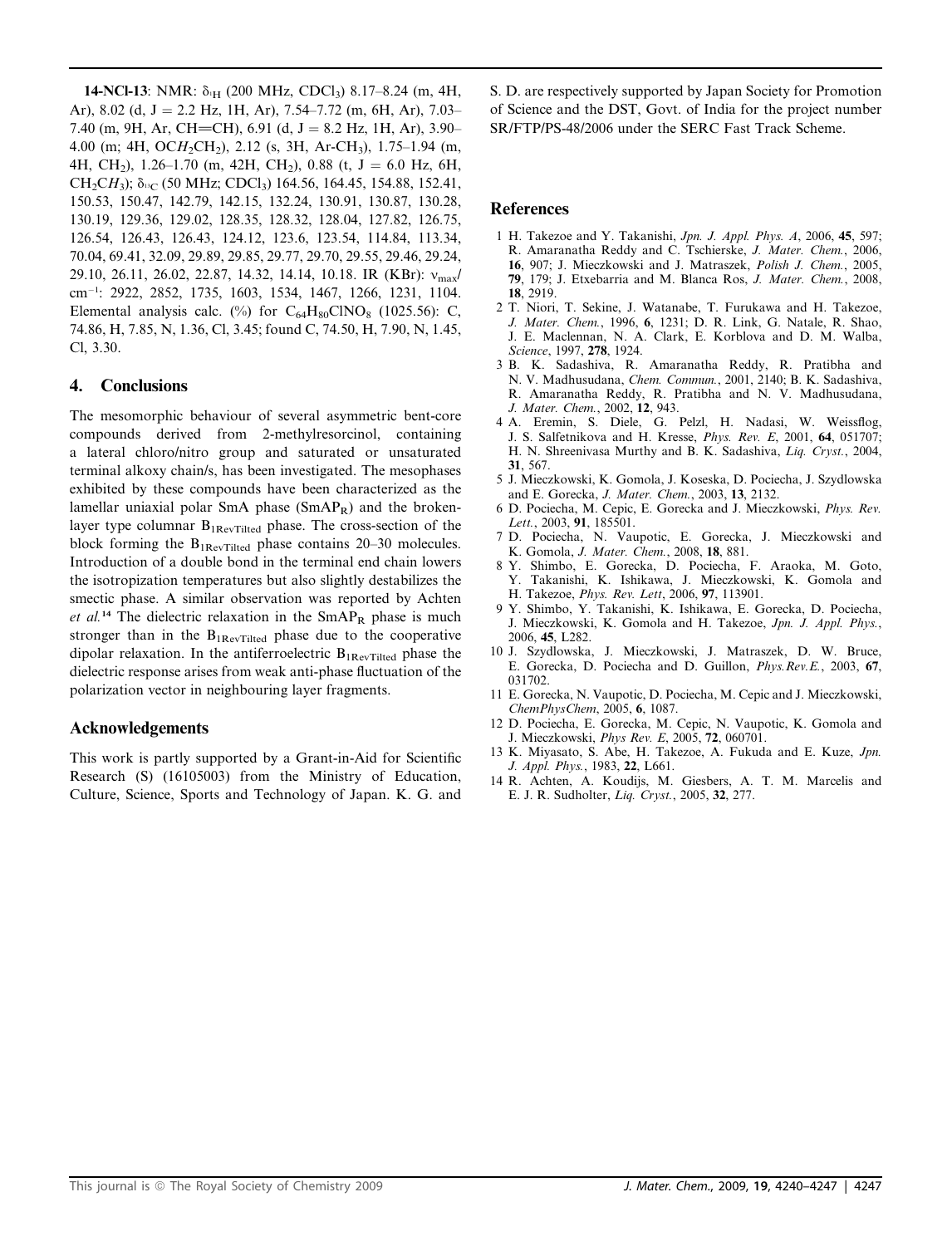**14-NCl-13**: NMR: $\delta_H$ (200 MHz, $CDCl_3$) 8.17–8.24 (m, 4H, Ar), 8.02 (d, J = 2.2 Hz, 1H, Ar), 7.54–7.72 (m, 6H, Ar), 7.03–7.40 (m, 9H, Ar, CH=CH), 6.91 (d, J = 8.2 Hz, 1H, Ar), 3.90–4.00 (m; 4H, $OCH_2CH_2$), 2.12 (s, 3H, Ar-$CH_3$), 1.75–1.94 (m, 4H, $CH_2$), 1.26–1.70 (m, 42H, $CH_2$), 0.88 (t, J = 6.0 Hz, 6H, $CH_2CH_3$); $\delta_C$ (50 MHz; $CDCl_3$) 164.56, 164.45, 154.88, 152.41, 150.53, 150.47, 142.79, 142.15, 132.24, 130.91, 130.87, 130.28, 130.19, 129.36, 129.02, 128.35, 128.32, 128.04, 127.82, 126.75, 126.54, 126.43, 126.43, 124.12, 123.6, 123.54, 114.84, 113.34, 70.04, 69.41, 32.09, 29.89, 29.85, 29.77, 29.70, 29.55, 29.46, 29.24, 29.10, 26.11, 26.02, 22.87, 14.32, 14.14, 10.18. IR (KBr): $\nu_{max}$/cm$^{-1}$: 2922, 2852, 1735, 1603, 1534, 1467, 1266, 1231, 1104. Elemental analysis calc. (%) for $C_{64}H_{80}ClNO_8$ (1025.56): C, 74.86, H, 7.85, N, 1.36, Cl, 3.45; found C, 74.50, H, 7.90, N, 1.45, Cl, 3.30.

## 4. Conclusions

The mesomorphic behaviour of several asymmetric bent-core compounds derived from 2-methylresorcinol, containing a lateral chloro/nitro group and saturated or unsaturated terminal alkoxy chain/s, has been investigated. The mesophases exhibited by these compounds have been characterized as the lamellar uniaxial polar SmA phase ($SmAP_R$) and the broken-layer type columnar $B_{1RevTilted}$ phase. The cross-section of the block forming the $B_{1RevTilted}$ phase contains 20–30 molecules. Introduction of a double bond in the terminal end chain lowers the isotropization temperatures but also slightly destabilizes the smectic phase. A similar observation was reported by Achten *et al.*[14] The dielectric relaxation in the $SmAP_R$ phase is much stronger than in the $B_{1RevTilted}$ phase due to the cooperative dipolar relaxation. In the antiferroelectric $B_{1RevTilted}$ phase the dielectric response arises from weak anti-phase fluctuation of the polarization vector in neighbouring layer fragments.

## Acknowledgements

This work is partly supported by a Grant-in-Aid for Scientific Research (S) (16105003) from the Ministry of Education, Culture, Science, Sports and Technology of Japan. K. G. and S. D. are respectively supported by Japan Society for Promotion of Science and the DST, Govt. of India for the project number SR/FTP/PS-48/2006 under the SERC Fast Track Scheme.

## References

1 H. Takezoe and Y. Takanishi, *Jpn. J. Appl. Phys. A*, 2006, **45**, 597; R. Amaranatha Reddy and C. Tschierske, *J. Mater. Chem.*, 2006, **16**, 907; J. Mieczkowski and J. Matraszek, *Polish J. Chem.*, 2005, **79**, 179; J. Etxebarria and M. Blanca Ros, *J. Mater. Chem.*, 2008, **18**, 2919.

2 T. Niori, T. Sekine, J. Watanabe, T. Furukawa and H. Takezoe, *J. Mater. Chem.*, 1996, **6**, 1231; D. R. Link, G. Natale, R. Shao, J. E. Maclennan, N. A. Clark, E. Korblova and D. M. Walba, *Science*, 1997, **278**, 1924.

3 B. K. Sadashiva, R. Amaranatha Reddy, R. Pratibha and N. V. Madhusudana, *Chem. Commun.*, 2001, 2140; B. K. Sadashiva, R. Amaranatha Reddy, R. Pratibha and N. V. Madhusudana, *J. Mater. Chem.*, 2002, **12**, 943.

4 A. Eremin, S. Diele, G. Pelzl, H. Nadasi, W. Weissflog, J. S. Salfetnikova and H. Kresse, *Phys. Rev. E*, 2001, **64**, 051707; H. N. Shreenivasa Murthy and B. K. Sadashiva, *Liq. Cryst.*, 2004, **31**, 567.

5 J. Mieczkowski, K. Gomola, J. Koseska, D. Pociecha, J. Szydlowska and E. Gorecka, *J. Mater. Chem.*, 2003, **13**, 2132.

6 D. Pociecha, M. Cepic, E. Gorecka and J. Mieczkowski, *Phys. Rev. Lett.*, 2003, **91**, 185501.

7 D. Pociecha, N. Vaupotic, E. Gorecka, J. Mieczkowski and K. Gomola, *J. Mater. Chem.*, 2008, **18**, 881.

8 Y. Shimbo, E. Gorecka, D. Pociecha, F. Araoka, M. Goto, Y. Takanishi, K. Ishikawa, J. Mieczkowski, K. Gomola and H. Takezoe, *Phys. Rev. Lett*, 2006, **97**, 113901.

9 Y. Shimbo, Y. Takanishi, K. Ishikawa, E. Gorecka, D. Pociecha, J. Mieczkowski, K. Gomola and H. Takezoe, *Jpn. J. Appl. Phys.*, 2006, **45**, L282.

10 J. Szydlowska, J. Mieczkowski, J. Matraszek, D. W. Bruce, E. Gorecka, D. Pociecha and D. Guillon, *Phys.Rev.E.*, 2003, **67**, 031702.

11 E. Gorecka, N. Vaupotic, D. Pociecha, M. Cepic and J. Mieczkowski, *ChemPhysChem*, 2005, **6**, 1087.

12 D. Pociecha, E. Gorecka, M. Cepic, N. Vaupotic, K. Gomola and J. Mieczkowski, *Phys Rev. E*, 2005, **72**, 060701.

13 K. Miyasato, S. Abe, H. Takezoe, A. Fukuda and E. Kuze, *Jpn. J. Appl. Phys.*, 1983, **22**, L661.

14 R. Achten, A. Koudijs, M. Giesbers, A. T. M. Marcelis and E. J. R. Sudholter, *Liq. Cryst.*, 2005, **32**, 277.